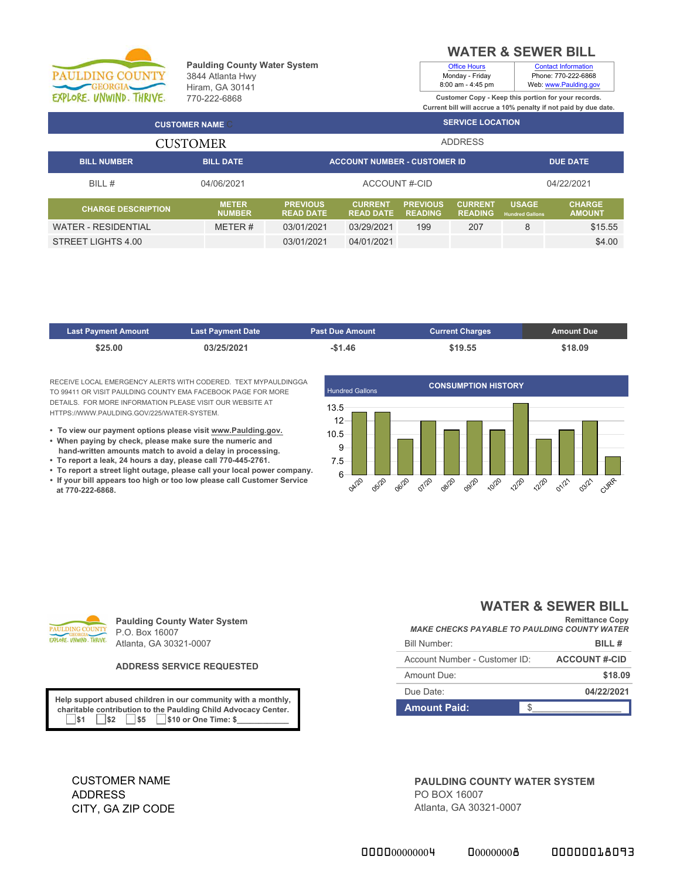PAULDING COUNTY GEORGIA
EXPLORE. UNWIND. THRIVE.

**Paulding County Water System**
3844 Atlanta Hwy
Hiram, GA 30141
770-222-6868

# WATER & SEWER BILL

| Office Hours | Contact Information |
|---|---|
| Monday - Friday<br>8:00 am - 4:45 pm | Phone: 770-222-6868<br>Web: www.Paulding.gov |

**Customer Copy - Keep this portion for your records.**
**Current bill will accrue a 10% penalty if not paid by due date.**

| CUSTOMER NAME | SERVICE LOCATION |
|---|---|
| CUSTOMER | ADDRESS |

| BILL NUMBER | BILL DATE | ACCOUNT NUMBER - CUSTOMER ID | DUE DATE |
|---|---|---|---|
| BILL # | 04/06/2021 | ACCOUNT #-CID | 04/22/2021 |

| CHARGE DESCRIPTION | METER NUMBER | PREVIOUS READ DATE | CURRENT READ DATE | PREVIOUS READING | CURRENT READING | USAGE Hundred Gallons | CHARGE AMOUNT |
|---|---|---|---|---|---|---|---|
| WATER - RESIDENTIAL | METER # | 03/01/2021 | 03/29/2021 | 199 | 207 | 8 | $15.55 |
| STREET LIGHTS 4.00 | | 03/01/2021 | 04/01/2021 | | | | $4.00 |

| Last Payment Amount | Last Payment Date | Past Due Amount | Current Charges | Amount Due |
|---|---|---|---|---|
| $25.00 | 03/25/2021 | -$1.46 | $19.55 | $18.09 |

RECEIVE LOCAL EMERGENCY ALERTS WITH CODERED. TEXT MYPAULDINGGA TO 99411 OR VISIT PAULDING COUNTY EMA FACEBOOK PAGE FOR MORE DETAILS. FOR MORE INFORMATION PLEASE VISIT OUR WEBSITE AT HTTPS://WWW.PAULDING.GOV/225/WATER-SYSTEM.

- **To view our payment options please visit www.Paulding.gov.**
- **When paying by check, please make sure the numeric and hand-written amounts match to avoid a delay in processing.**
- **To report a leak, 24 hours a day, please call 770-445-2761.**
- **To report a street light outage, please call your local power company.**
- **If your bill appears too high or too low please call Customer Service at 770-222-6868.**

**CONSUMPTION HISTORY** (Hundred Gallons)

| 04/20 | 05/20 | 06/20 | 07/20 | 08/20 | 09/20 | 10/20 | 12/20 | 12/20 | 01/21 | 03/21 | CURR |
|---|---|---|---|---|---|---|---|---|---|---|---|
| 13 | 13 | 10 | 12 | 11 | 12 | 11 | 14 | 10 | 11 | 12 | 8 |

---

PAULDING COUNTY GEORGIA
EXPLORE. UNWIND. THRIVE.

**Paulding County Water System**
P.O. Box 16007
Atlanta, GA 30321-0007

**ADDRESS SERVICE REQUESTED**

# WATER & SEWER BILL

Remittance Copy
***MAKE CHECKS PAYABLE TO PAULDING COUNTY WATER***

| | |
|---|---|
| Bill Number: | **BILL #** |
| Account Number - Customer ID: | **ACCOUNT #-CID** |
| Amount Due: | **$18.09** |
| Due Date: | **04/22/2021** |
| **Amount Paid:** | $__________________ |

**Help support abused children in our community with a monthly, charitable contribution to the Paulding Child Advocacy Center.**
☐ $1 ☐ $2 ☐ $5 ☐ $10 or One Time: $__________

CUSTOMER NAME
ADDRESS
CITY, GA ZIP CODE

**PAULDING COUNTY WATER SYSTEM**
PO BOX 16007
Atlanta, GA 30321-0007

0000000000004 000000008 00000018093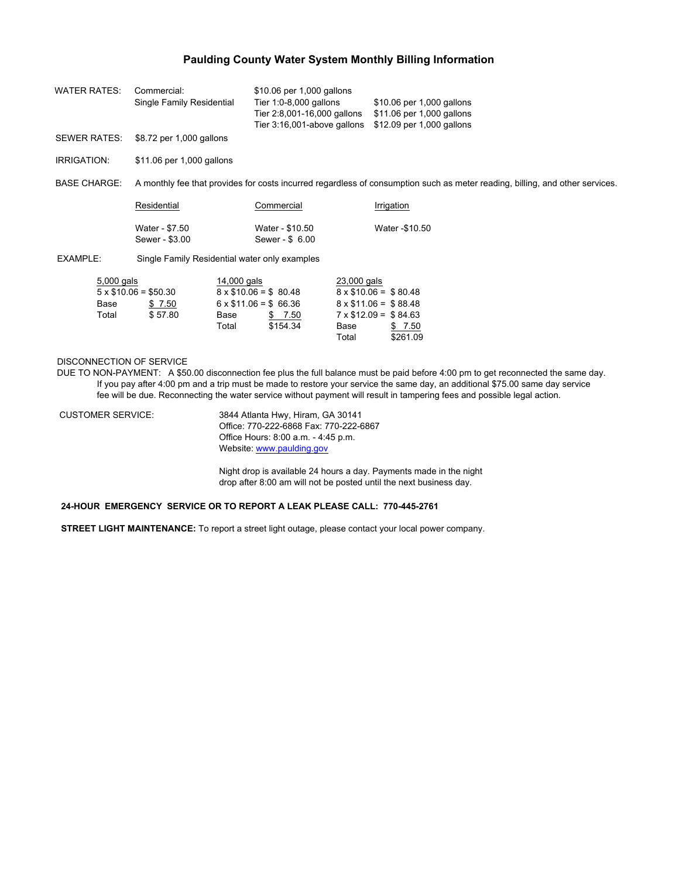# Paulding County Water System Monthly Billing Information

| | | | |
|---|---|---|---|
| WATER RATES: | Commercial: | $10.06 per 1,000 gallons | |
| | Single Family Residential | Tier 1:0-8,000 gallons | $10.06 per 1,000 gallons |
| | | Tier 2:8,001-16,000 gallons | $11.06 per 1,000 gallons |
| | | Tier 3:16,001-above gallons | $12.09 per 1,000 gallons |

SEWER RATES: $8.72 per 1,000 gallons

IRRIGATION: $11.06 per 1,000 gallons

BASE CHARGE: A monthly fee that provides for costs incurred regardless of consumption such as meter reading, billing, and other services.

| Residential | Commercial | Irrigation |
|---|---|---|
| Water - $7.50 | Water - $10.50 | Water -$10.50 |
| Sewer - $3.00 | Sewer - $ 6.00 | |

EXAMPLE: Single Family Residential water only examples

| 5,000 gals | | 14,000 gals | | 23,000 gals | |
|---|---|---|---|---|---|
| 5 x $10.06 = | $50.30 | 8 x $10.06 = | $ 80.48 | 8 x $10.06 = | $ 80.48 |
| Base | $ 7.50 | 6 x $11.06 = | $ 66.36 | 8 x $11.06 = | $ 88.48 |
| Total | $ 57.80 | Base | $ 7.50 | 7 x $12.09 = | $ 84.63 |
| | | Total | $154.34 | Base | $ 7.50 |
| | | | | Total | $261.09 |

DISCONNECTION OF SERVICE
DUE TO NON-PAYMENT: A $50.00 disconnection fee plus the full balance must be paid before 4:00 pm to get reconnected the same day. If you pay after 4:00 pm and a trip must be made to restore your service the same day, an additional $75.00 same day service fee will be due. Reconnecting the water service without payment will result in tampering fees and possible legal action.

CUSTOMER SERVICE:

3844 Atlanta Hwy, Hiram, GA 30141
Office: 770-222-6868 Fax: 770-222-6867
Office Hours: 8:00 a.m. - 4:45 p.m.
Website: www.paulding.gov

Night drop is available 24 hours a day. Payments made in the night drop after 8:00 am will not be posted until the next business day.

**24-HOUR EMERGENCY SERVICE OR TO REPORT A LEAK PLEASE CALL: 770-445-2761**

**STREET LIGHT MAINTENANCE:** To report a street light outage, please contact your local power company.